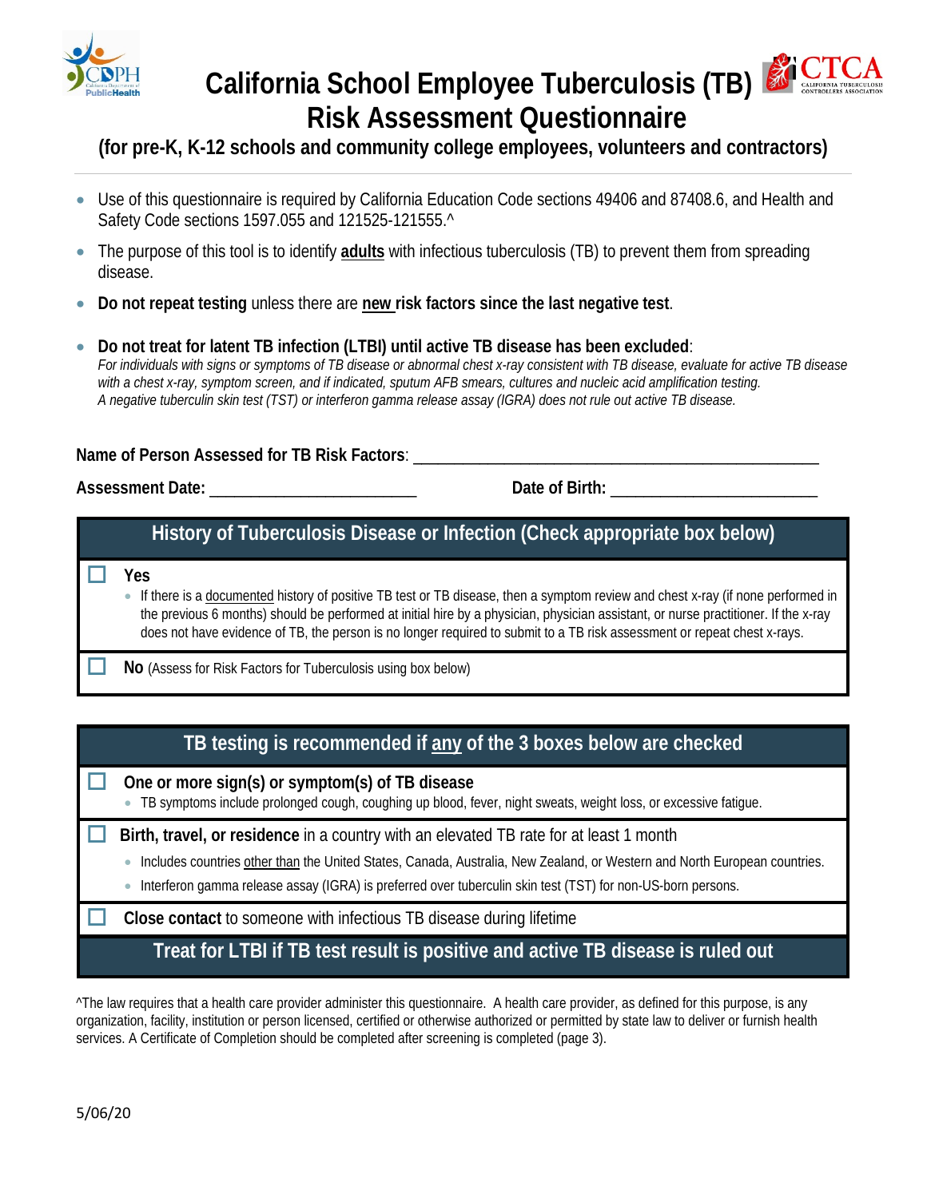# California School Employee Tuberculosis (TB) Risk Assessment Questionnaire

### (for pre-K, K-12 schools and community college employees, volunteers and contractors)

- Use of this questionnaire is required by California Education Code sections 49406 and 87408.6, and Health and Safety Code sections 1597.055 and 121525-121555.^
- The purpose of this tool is to identify **adults** with infectious tuberculosis (TB) to prevent them from spreading disease.
- **Do not repeat testing** unless there are **new risk factors since the last negative test**.
- **Do not treat for latent TB infection (LTBI) until active TB disease has been excluded**:
  *For individuals with signs or symptoms of TB disease or abnormal chest x-ray consistent with TB disease, evaluate for active TB disease with a chest x-ray, symptom screen, and if indicated, sputum AFB smears, cultures and nucleic acid amplification testing. A negative tuberculin skin test (TST) or interferon gamma release assay (IGRA) does not rule out active TB disease.*

**Name of Person Assessed for TB Risk Factors**: ___________________________________________

**Assessment Date:** ________________________ **Date of Birth:** ________________________

## History of Tuberculosis Disease or Infection (Check appropriate box below)

☐ **Yes**
- If there is a documented history of positive TB test or TB disease, then a symptom review and chest x-ray (if none performed in the previous 6 months) should be performed at initial hire by a physician, physician assistant, or nurse practitioner. If the x-ray does not have evidence of TB, the person is no longer required to submit to a TB risk assessment or repeat chest x-rays.

☐ **No** (Assess for Risk Factors for Tuberculosis using box below)

## TB testing is recommended if any of the 3 boxes below are checked

☐ **One or more sign(s) or symptom(s) of TB disease**
- TB symptoms include prolonged cough, coughing up blood, fever, night sweats, weight loss, or excessive fatigue.

☐ **Birth, travel, or residence** in a country with an elevated TB rate for at least 1 month
- Includes countries other than the United States, Canada, Australia, New Zealand, or Western and North European countries.
- Interferon gamma release assay (IGRA) is preferred over tuberculin skin test (TST) for non-US-born persons.

☐ **Close contact** to someone with infectious TB disease during lifetime

**Treat for LTBI if TB test result is positive and active TB disease is ruled out**

^The law requires that a health care provider administer this questionnaire. A health care provider, as defined for this purpose, is any organization, facility, institution or person licensed, certified or otherwise authorized or permitted by state law to deliver or furnish health services. A Certificate of Completion should be completed after screening is completed (page 3).

5/06/20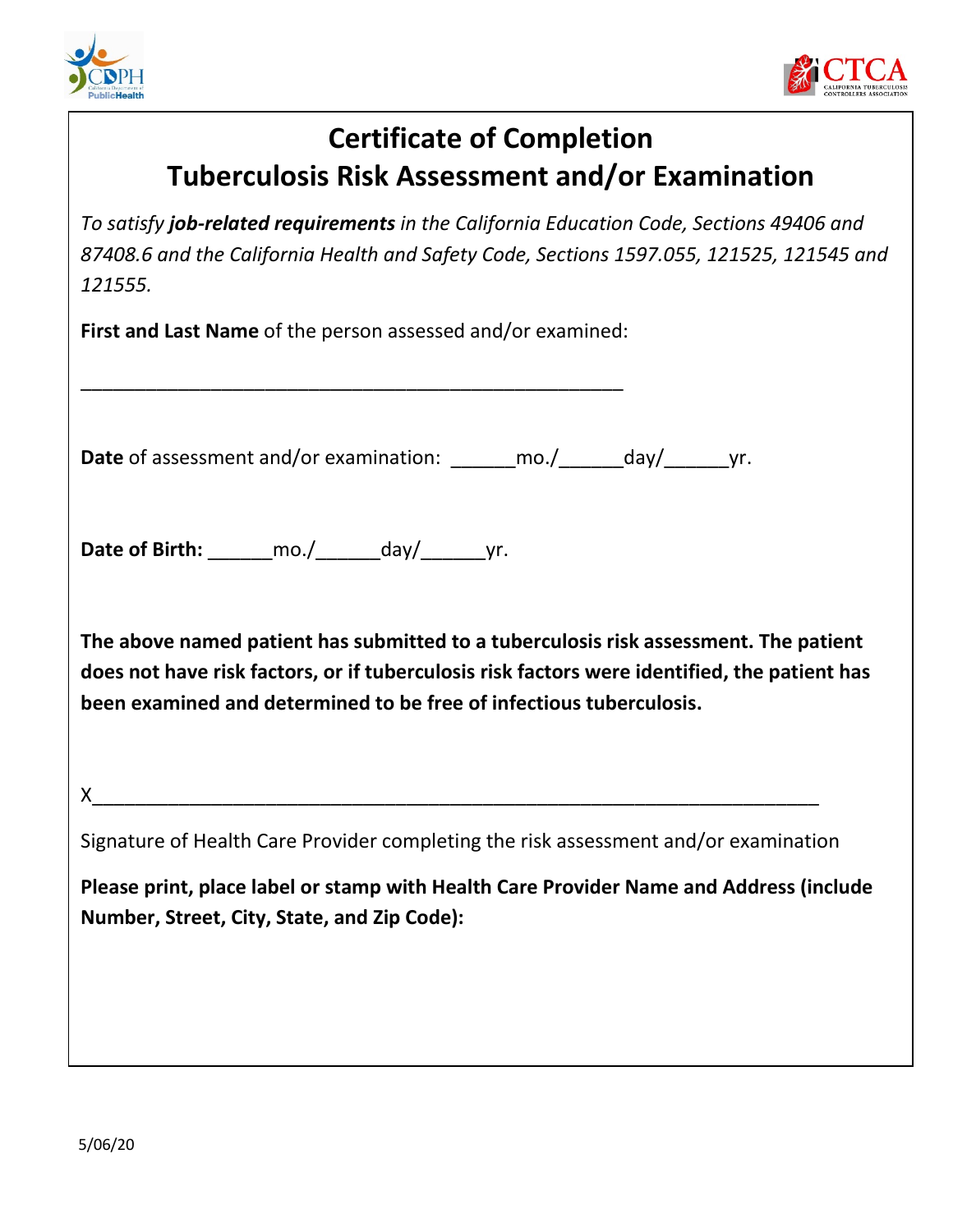# Certificate of Completion
# Tuberculosis Risk Assessment and/or Examination

*To satisfy **job-related requirements** in the California Education Code, Sections 49406 and 87408.6 and the California Health and Safety Code, Sections 1597.055, 121525, 121545 and 121555.*

**First and Last Name** of the person assessed and/or examined:

_____________________________________________________

**Date** of assessment and/or examination: ______mo./______day/______yr.

**Date of Birth:** ______mo./______day/______yr.

**The above named patient has submitted to a tuberculosis risk assessment. The patient does not have risk factors, or if tuberculosis risk factors were identified, the patient has been examined and determined to be free of infectious tuberculosis.**

X________________________________________________________________________

Signature of Health Care Provider completing the risk assessment and/or examination

**Please print, place label or stamp with Health Care Provider Name and Address (include Number, Street, City, State, and Zip Code):**

5/06/20